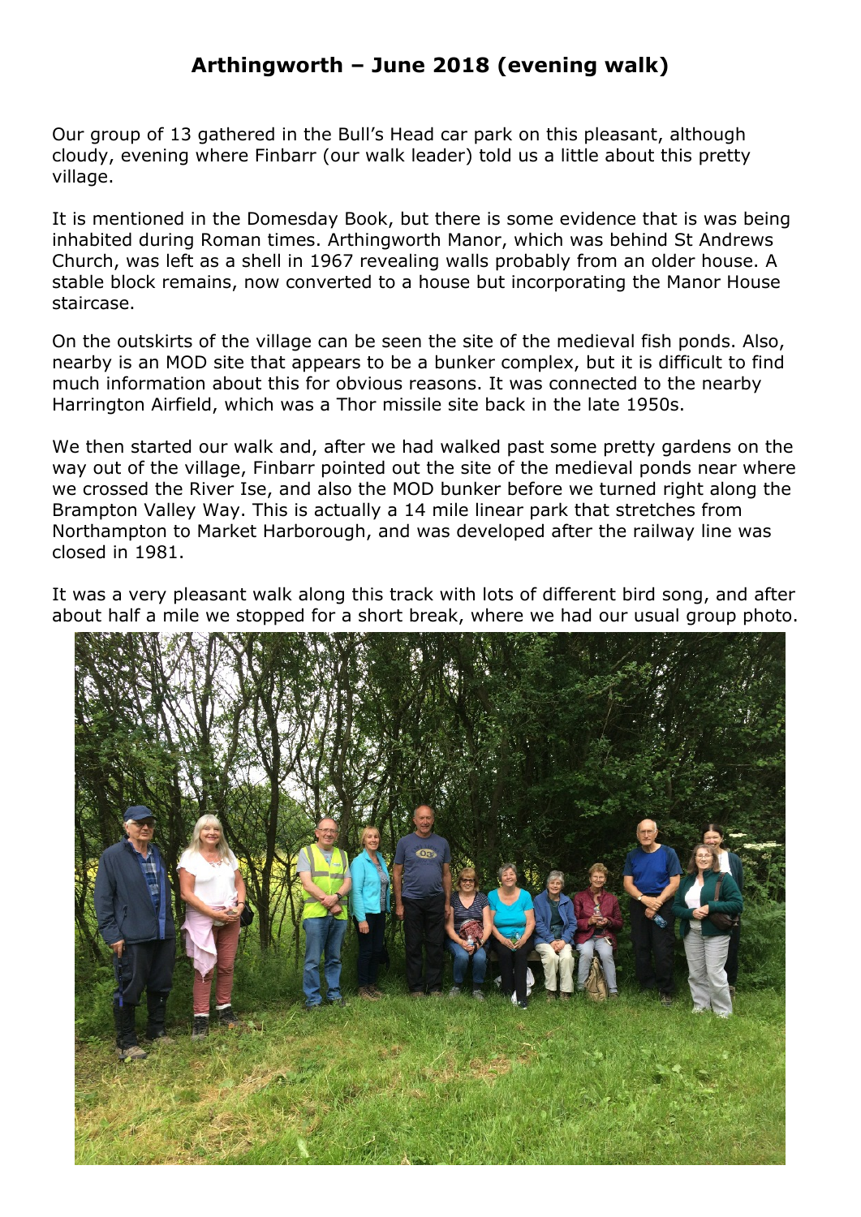# Arthingworth – June 2018 (evening walk)

Our group of 13 gathered in the Bull's Head car park on this pleasant, although cloudy, evening where Finbarr (our walk leader) told us a little about this pretty village.

It is mentioned in the Domesday Book, but there is some evidence that is was being inhabited during Roman times. Arthingworth Manor, which was behind St Andrews Church, was left as a shell in 1967 revealing walls probably from an older house. A stable block remains, now converted to a house but incorporating the Manor House staircase.

On the outskirts of the village can be seen the site of the medieval fish ponds. Also, nearby is an MOD site that appears to be a bunker complex, but it is difficult to find much information about this for obvious reasons. It was connected to the nearby Harrington Airfield, which was a Thor missile site back in the late 1950s.

We then started our walk and, after we had walked past some pretty gardens on the way out of the village, Finbarr pointed out the site of the medieval ponds near where we crossed the River Ise, and also the MOD bunker before we turned right along the Brampton Valley Way. This is actually a 14 mile linear park that stretches from Northampton to Market Harborough, and was developed after the railway line was closed in 1981.

It was a very pleasant walk along this track with lots of different bird song, and after about half a mile we stopped for a short break, where we had our usual group photo.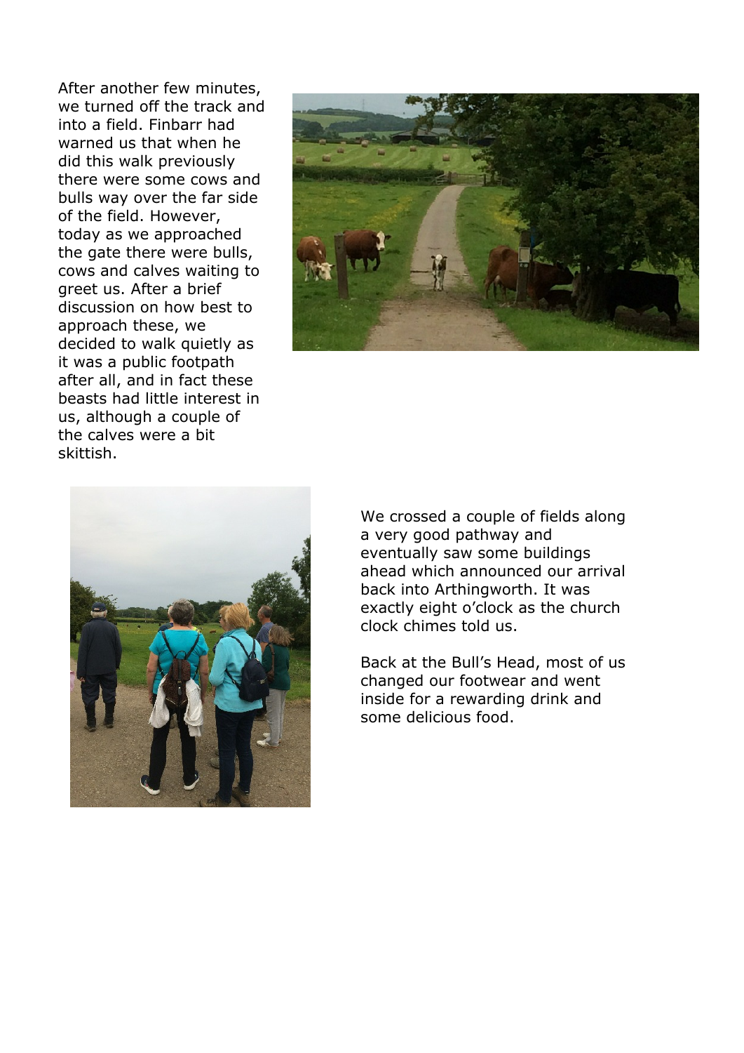After another few minutes, we turned off the track and into a field. Finbarr had warned us that when he did this walk previously there were some cows and bulls way over the far side of the field. However, today as we approached the gate there were bulls, cows and calves waiting to greet us. After a brief discussion on how best to approach these, we decided to walk quietly as it was a public footpath after all, and in fact these beasts had little interest in us, although a couple of the calves were a bit skittish.

We crossed a couple of fields along a very good pathway and eventually saw some buildings ahead which announced our arrival back into Arthingworth. It was exactly eight o'clock as the church clock chimes told us.

Back at the Bull's Head, most of us changed our footwear and went inside for a rewarding drink and some delicious food.